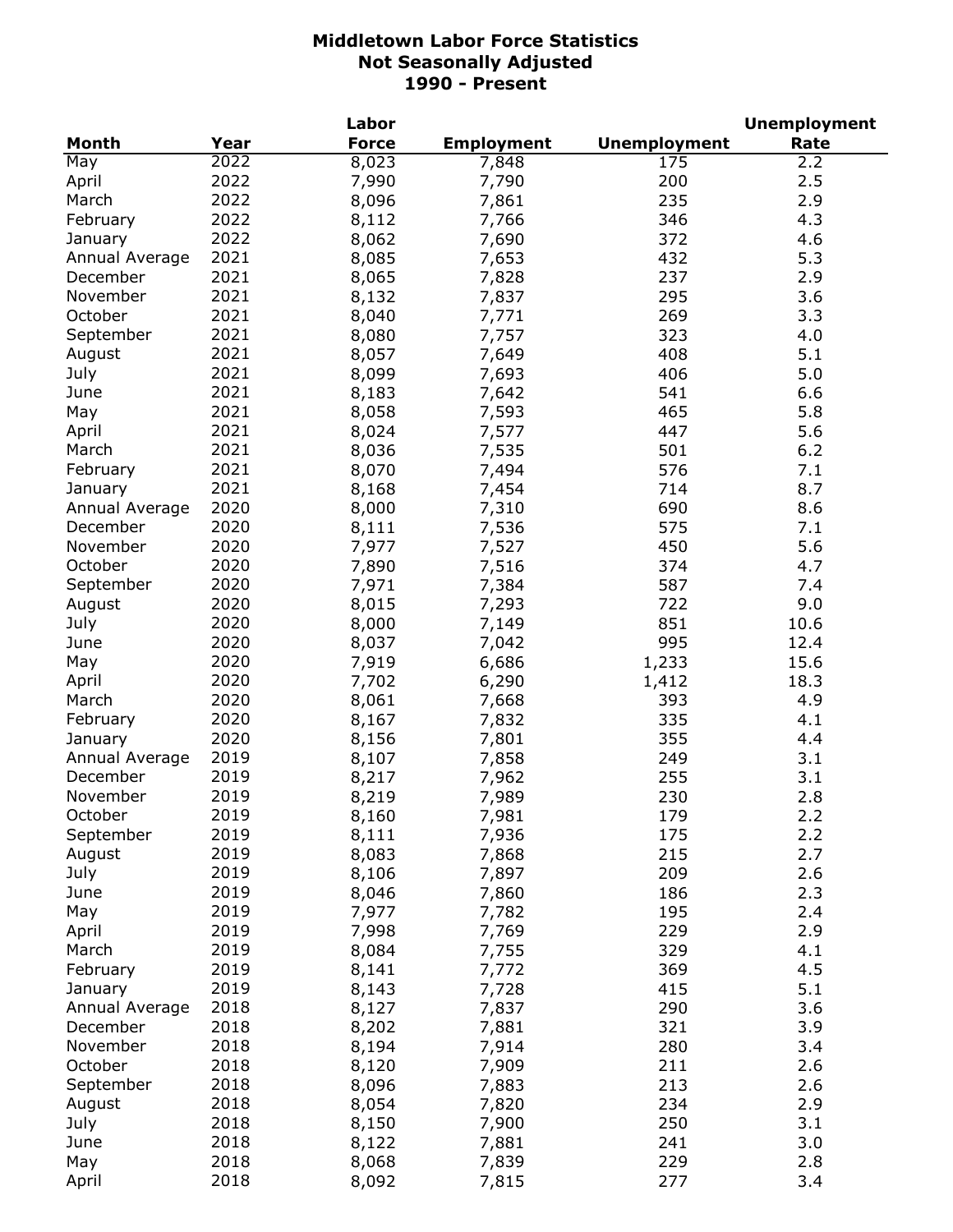# Middletown Labor Force Statistics
## Not Seasonally Adjusted
## 1990 - Present

| Month | Year | Labor Force | Employment | Unemployment | Unemployment Rate |
|---|---|---|---|---|---|
| May | 2022 | 8,023 | 7,848 | 175 | 2.2 |
| April | 2022 | 7,990 | 7,790 | 200 | 2.5 |
| March | 2022 | 8,096 | 7,861 | 235 | 2.9 |
| February | 2022 | 8,112 | 7,766 | 346 | 4.3 |
| January | 2022 | 8,062 | 7,690 | 372 | 4.6 |
| Annual Average | 2021 | 8,085 | 7,653 | 432 | 5.3 |
| December | 2021 | 8,065 | 7,828 | 237 | 2.9 |
| November | 2021 | 8,132 | 7,837 | 295 | 3.6 |
| October | 2021 | 8,040 | 7,771 | 269 | 3.3 |
| September | 2021 | 8,080 | 7,757 | 323 | 4.0 |
| August | 2021 | 8,057 | 7,649 | 408 | 5.1 |
| July | 2021 | 8,099 | 7,693 | 406 | 5.0 |
| June | 2021 | 8,183 | 7,642 | 541 | 6.6 |
| May | 2021 | 8,058 | 7,593 | 465 | 5.8 |
| April | 2021 | 8,024 | 7,577 | 447 | 5.6 |
| March | 2021 | 8,036 | 7,535 | 501 | 6.2 |
| February | 2021 | 8,070 | 7,494 | 576 | 7.1 |
| January | 2021 | 8,168 | 7,454 | 714 | 8.7 |
| Annual Average | 2020 | 8,000 | 7,310 | 690 | 8.6 |
| December | 2020 | 8,111 | 7,536 | 575 | 7.1 |
| November | 2020 | 7,977 | 7,527 | 450 | 5.6 |
| October | 2020 | 7,890 | 7,516 | 374 | 4.7 |
| September | 2020 | 7,971 | 7,384 | 587 | 7.4 |
| August | 2020 | 8,015 | 7,293 | 722 | 9.0 |
| July | 2020 | 8,000 | 7,149 | 851 | 10.6 |
| June | 2020 | 8,037 | 7,042 | 995 | 12.4 |
| May | 2020 | 7,919 | 6,686 | 1,233 | 15.6 |
| April | 2020 | 7,702 | 6,290 | 1,412 | 18.3 |
| March | 2020 | 8,061 | 7,668 | 393 | 4.9 |
| February | 2020 | 8,167 | 7,832 | 335 | 4.1 |
| January | 2020 | 8,156 | 7,801 | 355 | 4.4 |
| Annual Average | 2019 | 8,107 | 7,858 | 249 | 3.1 |
| December | 2019 | 8,217 | 7,962 | 255 | 3.1 |
| November | 2019 | 8,219 | 7,989 | 230 | 2.8 |
| October | 2019 | 8,160 | 7,981 | 179 | 2.2 |
| September | 2019 | 8,111 | 7,936 | 175 | 2.2 |
| August | 2019 | 8,083 | 7,868 | 215 | 2.7 |
| July | 2019 | 8,106 | 7,897 | 209 | 2.6 |
| June | 2019 | 8,046 | 7,860 | 186 | 2.3 |
| May | 2019 | 7,977 | 7,782 | 195 | 2.4 |
| April | 2019 | 7,998 | 7,769 | 229 | 2.9 |
| March | 2019 | 8,084 | 7,755 | 329 | 4.1 |
| February | 2019 | 8,141 | 7,772 | 369 | 4.5 |
| January | 2019 | 8,143 | 7,728 | 415 | 5.1 |
| Annual Average | 2018 | 8,127 | 7,837 | 290 | 3.6 |
| December | 2018 | 8,202 | 7,881 | 321 | 3.9 |
| November | 2018 | 8,194 | 7,914 | 280 | 3.4 |
| October | 2018 | 8,120 | 7,909 | 211 | 2.6 |
| September | 2018 | 8,096 | 7,883 | 213 | 2.6 |
| August | 2018 | 8,054 | 7,820 | 234 | 2.9 |
| July | 2018 | 8,150 | 7,900 | 250 | 3.1 |
| June | 2018 | 8,122 | 7,881 | 241 | 3.0 |
| May | 2018 | 8,068 | 7,839 | 229 | 2.8 |
| April | 2018 | 8,092 | 7,815 | 277 | 3.4 |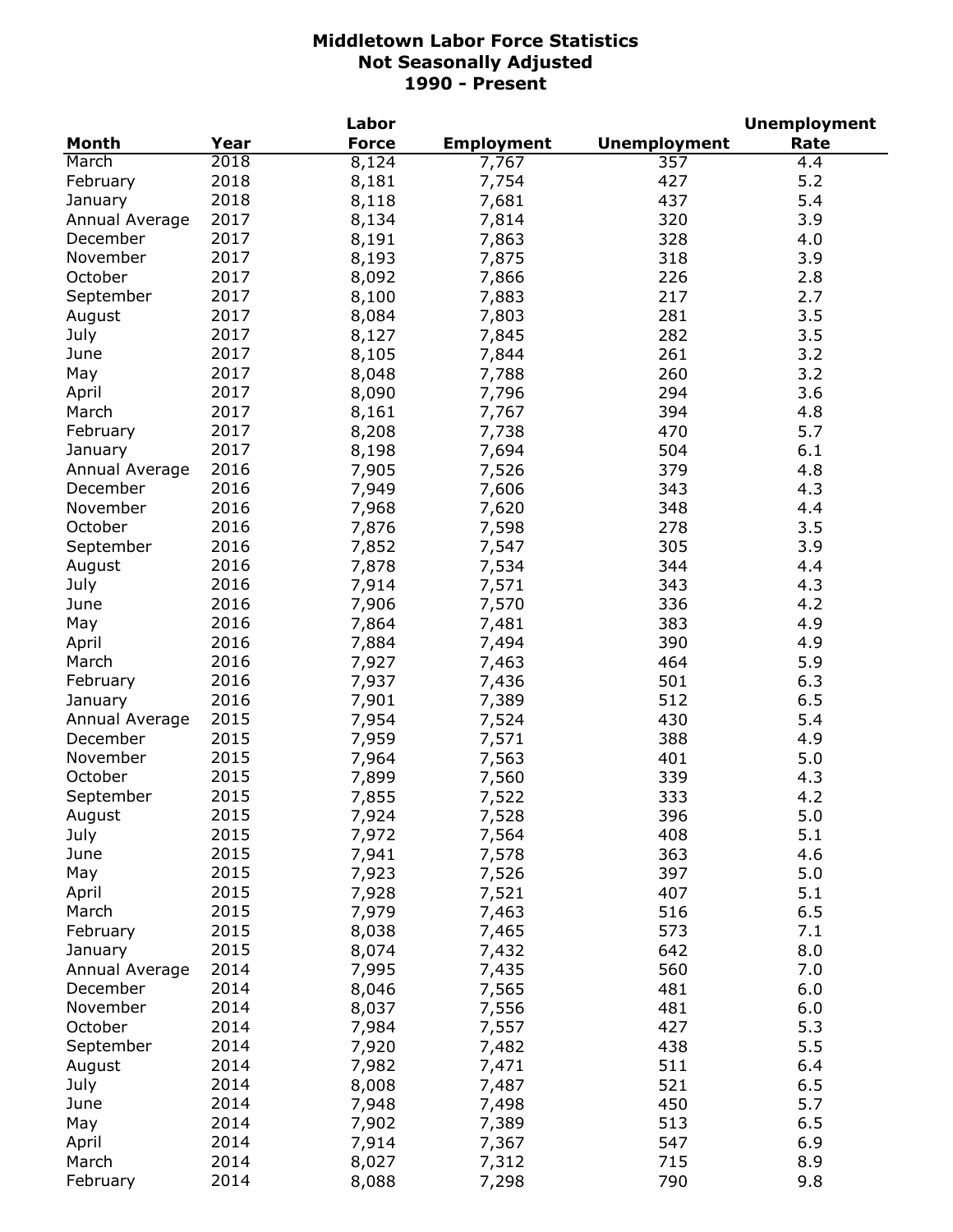# Middletown Labor Force Statistics
## Not Seasonally Adjusted
## 1990 - Present

| Month | Year | Labor Force | Employment | Unemployment | Unemployment Rate |
|---|---|---|---|---|---|
| March | 2018 | 8,124 | 7,767 | 357 | 4.4 |
| February | 2018 | 8,181 | 7,754 | 427 | 5.2 |
| January | 2018 | 8,118 | 7,681 | 437 | 5.4 |
| Annual Average | 2017 | 8,134 | 7,814 | 320 | 3.9 |
| December | 2017 | 8,191 | 7,863 | 328 | 4.0 |
| November | 2017 | 8,193 | 7,875 | 318 | 3.9 |
| October | 2017 | 8,092 | 7,866 | 226 | 2.8 |
| September | 2017 | 8,100 | 7,883 | 217 | 2.7 |
| August | 2017 | 8,084 | 7,803 | 281 | 3.5 |
| July | 2017 | 8,127 | 7,845 | 282 | 3.5 |
| June | 2017 | 8,105 | 7,844 | 261 | 3.2 |
| May | 2017 | 8,048 | 7,788 | 260 | 3.2 |
| April | 2017 | 8,090 | 7,796 | 294 | 3.6 |
| March | 2017 | 8,161 | 7,767 | 394 | 4.8 |
| February | 2017 | 8,208 | 7,738 | 470 | 5.7 |
| January | 2017 | 8,198 | 7,694 | 504 | 6.1 |
| Annual Average | 2016 | 7,905 | 7,526 | 379 | 4.8 |
| December | 2016 | 7,949 | 7,606 | 343 | 4.3 |
| November | 2016 | 7,968 | 7,620 | 348 | 4.4 |
| October | 2016 | 7,876 | 7,598 | 278 | 3.5 |
| September | 2016 | 7,852 | 7,547 | 305 | 3.9 |
| August | 2016 | 7,878 | 7,534 | 344 | 4.4 |
| July | 2016 | 7,914 | 7,571 | 343 | 4.3 |
| June | 2016 | 7,906 | 7,570 | 336 | 4.2 |
| May | 2016 | 7,864 | 7,481 | 383 | 4.9 |
| April | 2016 | 7,884 | 7,494 | 390 | 4.9 |
| March | 2016 | 7,927 | 7,463 | 464 | 5.9 |
| February | 2016 | 7,937 | 7,436 | 501 | 6.3 |
| January | 2016 | 7,901 | 7,389 | 512 | 6.5 |
| Annual Average | 2015 | 7,954 | 7,524 | 430 | 5.4 |
| December | 2015 | 7,959 | 7,571 | 388 | 4.9 |
| November | 2015 | 7,964 | 7,563 | 401 | 5.0 |
| October | 2015 | 7,899 | 7,560 | 339 | 4.3 |
| September | 2015 | 7,855 | 7,522 | 333 | 4.2 |
| August | 2015 | 7,924 | 7,528 | 396 | 5.0 |
| July | 2015 | 7,972 | 7,564 | 408 | 5.1 |
| June | 2015 | 7,941 | 7,578 | 363 | 4.6 |
| May | 2015 | 7,923 | 7,526 | 397 | 5.0 |
| April | 2015 | 7,928 | 7,521 | 407 | 5.1 |
| March | 2015 | 7,979 | 7,463 | 516 | 6.5 |
| February | 2015 | 8,038 | 7,465 | 573 | 7.1 |
| January | 2015 | 8,074 | 7,432 | 642 | 8.0 |
| Annual Average | 2014 | 7,995 | 7,435 | 560 | 7.0 |
| December | 2014 | 8,046 | 7,565 | 481 | 6.0 |
| November | 2014 | 8,037 | 7,556 | 481 | 6.0 |
| October | 2014 | 7,984 | 7,557 | 427 | 5.3 |
| September | 2014 | 7,920 | 7,482 | 438 | 5.5 |
| August | 2014 | 7,982 | 7,471 | 511 | 6.4 |
| July | 2014 | 8,008 | 7,487 | 521 | 6.5 |
| June | 2014 | 7,948 | 7,498 | 450 | 5.7 |
| May | 2014 | 7,902 | 7,389 | 513 | 6.5 |
| April | 2014 | 7,914 | 7,367 | 547 | 6.9 |
| March | 2014 | 8,027 | 7,312 | 715 | 8.9 |
| February | 2014 | 8,088 | 7,298 | 790 | 9.8 |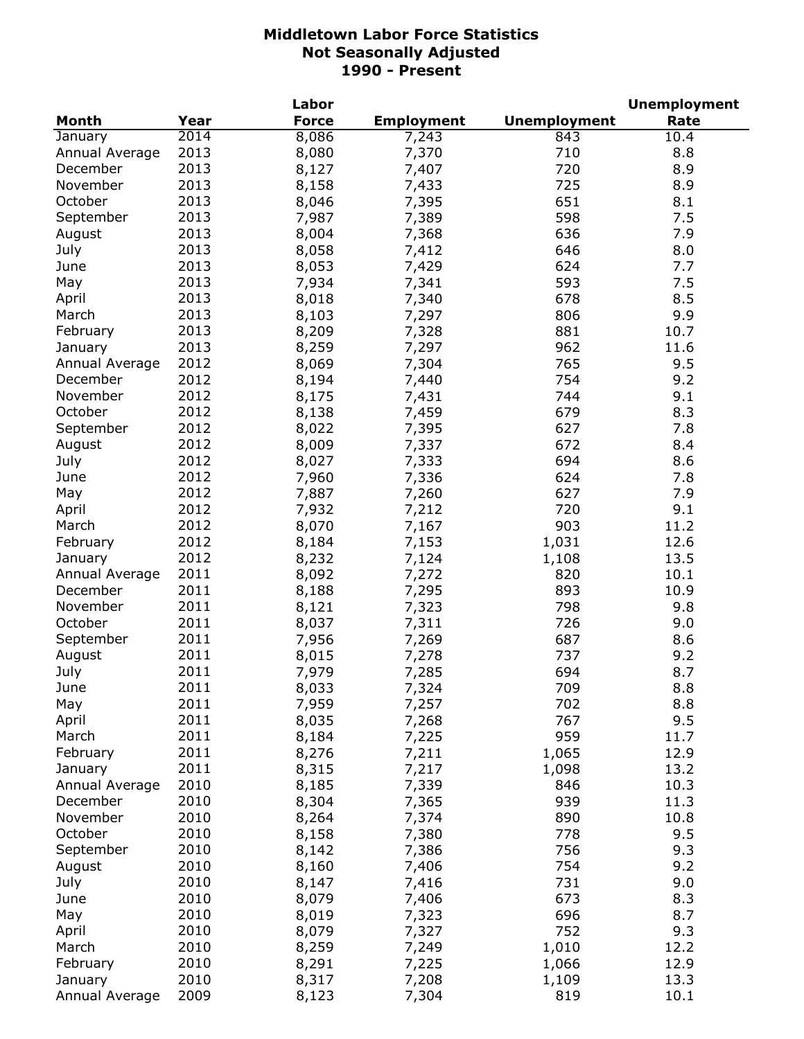# Middletown Labor Force Statistics
## Not Seasonally Adjusted
## 1990 - Present

| Month | Year | Labor Force | Employment | Unemployment | Unemployment Rate |
|---|---|---|---|---|---|
| January | 2014 | 8,086 | 7,243 | 843 | 10.4 |
| Annual Average | 2013 | 8,080 | 7,370 | 710 | 8.8 |
| December | 2013 | 8,127 | 7,407 | 720 | 8.9 |
| November | 2013 | 8,158 | 7,433 | 725 | 8.9 |
| October | 2013 | 8,046 | 7,395 | 651 | 8.1 |
| September | 2013 | 7,987 | 7,389 | 598 | 7.5 |
| August | 2013 | 8,004 | 7,368 | 636 | 7.9 |
| July | 2013 | 8,058 | 7,412 | 646 | 8.0 |
| June | 2013 | 8,053 | 7,429 | 624 | 7.7 |
| May | 2013 | 7,934 | 7,341 | 593 | 7.5 |
| April | 2013 | 8,018 | 7,340 | 678 | 8.5 |
| March | 2013 | 8,103 | 7,297 | 806 | 9.9 |
| February | 2013 | 8,209 | 7,328 | 881 | 10.7 |
| January | 2013 | 8,259 | 7,297 | 962 | 11.6 |
| Annual Average | 2012 | 8,069 | 7,304 | 765 | 9.5 |
| December | 2012 | 8,194 | 7,440 | 754 | 9.2 |
| November | 2012 | 8,175 | 7,431 | 744 | 9.1 |
| October | 2012 | 8,138 | 7,459 | 679 | 8.3 |
| September | 2012 | 8,022 | 7,395 | 627 | 7.8 |
| August | 2012 | 8,009 | 7,337 | 672 | 8.4 |
| July | 2012 | 8,027 | 7,333 | 694 | 8.6 |
| June | 2012 | 7,960 | 7,336 | 624 | 7.8 |
| May | 2012 | 7,887 | 7,260 | 627 | 7.9 |
| April | 2012 | 7,932 | 7,212 | 720 | 9.1 |
| March | 2012 | 8,070 | 7,167 | 903 | 11.2 |
| February | 2012 | 8,184 | 7,153 | 1,031 | 12.6 |
| January | 2012 | 8,232 | 7,124 | 1,108 | 13.5 |
| Annual Average | 2011 | 8,092 | 7,272 | 820 | 10.1 |
| December | 2011 | 8,188 | 7,295 | 893 | 10.9 |
| November | 2011 | 8,121 | 7,323 | 798 | 9.8 |
| October | 2011 | 8,037 | 7,311 | 726 | 9.0 |
| September | 2011 | 7,956 | 7,269 | 687 | 8.6 |
| August | 2011 | 8,015 | 7,278 | 737 | 9.2 |
| July | 2011 | 7,979 | 7,285 | 694 | 8.7 |
| June | 2011 | 8,033 | 7,324 | 709 | 8.8 |
| May | 2011 | 7,959 | 7,257 | 702 | 8.8 |
| April | 2011 | 8,035 | 7,268 | 767 | 9.5 |
| March | 2011 | 8,184 | 7,225 | 959 | 11.7 |
| February | 2011 | 8,276 | 7,211 | 1,065 | 12.9 |
| January | 2011 | 8,315 | 7,217 | 1,098 | 13.2 |
| Annual Average | 2010 | 8,185 | 7,339 | 846 | 10.3 |
| December | 2010 | 8,304 | 7,365 | 939 | 11.3 |
| November | 2010 | 8,264 | 7,374 | 890 | 10.8 |
| October | 2010 | 8,158 | 7,380 | 778 | 9.5 |
| September | 2010 | 8,142 | 7,386 | 756 | 9.3 |
| August | 2010 | 8,160 | 7,406 | 754 | 9.2 |
| July | 2010 | 8,147 | 7,416 | 731 | 9.0 |
| June | 2010 | 8,079 | 7,406 | 673 | 8.3 |
| May | 2010 | 8,019 | 7,323 | 696 | 8.7 |
| April | 2010 | 8,079 | 7,327 | 752 | 9.3 |
| March | 2010 | 8,259 | 7,249 | 1,010 | 12.2 |
| February | 2010 | 8,291 | 7,225 | 1,066 | 12.9 |
| January | 2010 | 8,317 | 7,208 | 1,109 | 13.3 |
| Annual Average | 2009 | 8,123 | 7,304 | 819 | 10.1 |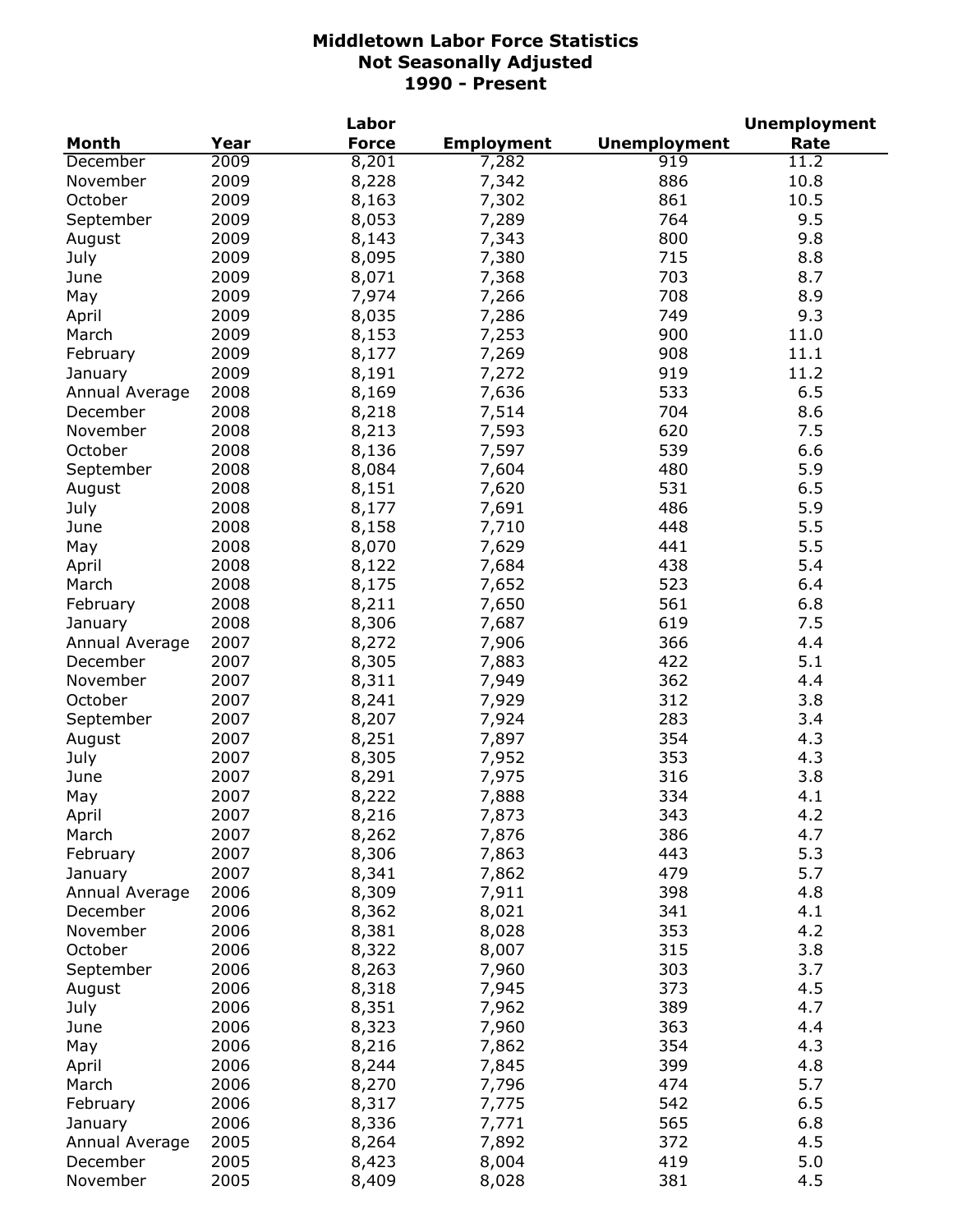**Middletown Labor Force Statistics**
**Not Seasonally Adjusted**
**1990 - Present**

| Month | Year | Labor Force | Employment | Unemployment | Unemployment Rate |
|---|---|---|---|---|---|
| December | 2009 | 8,201 | 7,282 | 919 | 11.2 |
| November | 2009 | 8,228 | 7,342 | 886 | 10.8 |
| October | 2009 | 8,163 | 7,302 | 861 | 10.5 |
| September | 2009 | 8,053 | 7,289 | 764 | 9.5 |
| August | 2009 | 8,143 | 7,343 | 800 | 9.8 |
| July | 2009 | 8,095 | 7,380 | 715 | 8.8 |
| June | 2009 | 8,071 | 7,368 | 703 | 8.7 |
| May | 2009 | 7,974 | 7,266 | 708 | 8.9 |
| April | 2009 | 8,035 | 7,286 | 749 | 9.3 |
| March | 2009 | 8,153 | 7,253 | 900 | 11.0 |
| February | 2009 | 8,177 | 7,269 | 908 | 11.1 |
| January | 2009 | 8,191 | 7,272 | 919 | 11.2 |
| Annual Average | 2008 | 8,169 | 7,636 | 533 | 6.5 |
| December | 2008 | 8,218 | 7,514 | 704 | 8.6 |
| November | 2008 | 8,213 | 7,593 | 620 | 7.5 |
| October | 2008 | 8,136 | 7,597 | 539 | 6.6 |
| September | 2008 | 8,084 | 7,604 | 480 | 5.9 |
| August | 2008 | 8,151 | 7,620 | 531 | 6.5 |
| July | 2008 | 8,177 | 7,691 | 486 | 5.9 |
| June | 2008 | 8,158 | 7,710 | 448 | 5.5 |
| May | 2008 | 8,070 | 7,629 | 441 | 5.5 |
| April | 2008 | 8,122 | 7,684 | 438 | 5.4 |
| March | 2008 | 8,175 | 7,652 | 523 | 6.4 |
| February | 2008 | 8,211 | 7,650 | 561 | 6.8 |
| January | 2008 | 8,306 | 7,687 | 619 | 7.5 |
| Annual Average | 2007 | 8,272 | 7,906 | 366 | 4.4 |
| December | 2007 | 8,305 | 7,883 | 422 | 5.1 |
| November | 2007 | 8,311 | 7,949 | 362 | 4.4 |
| October | 2007 | 8,241 | 7,929 | 312 | 3.8 |
| September | 2007 | 8,207 | 7,924 | 283 | 3.4 |
| August | 2007 | 8,251 | 7,897 | 354 | 4.3 |
| July | 2007 | 8,305 | 7,952 | 353 | 4.3 |
| June | 2007 | 8,291 | 7,975 | 316 | 3.8 |
| May | 2007 | 8,222 | 7,888 | 334 | 4.1 |
| April | 2007 | 8,216 | 7,873 | 343 | 4.2 |
| March | 2007 | 8,262 | 7,876 | 386 | 4.7 |
| February | 2007 | 8,306 | 7,863 | 443 | 5.3 |
| January | 2007 | 8,341 | 7,862 | 479 | 5.7 |
| Annual Average | 2006 | 8,309 | 7,911 | 398 | 4.8 |
| December | 2006 | 8,362 | 8,021 | 341 | 4.1 |
| November | 2006 | 8,381 | 8,028 | 353 | 4.2 |
| October | 2006 | 8,322 | 8,007 | 315 | 3.8 |
| September | 2006 | 8,263 | 7,960 | 303 | 3.7 |
| August | 2006 | 8,318 | 7,945 | 373 | 4.5 |
| July | 2006 | 8,351 | 7,962 | 389 | 4.7 |
| June | 2006 | 8,323 | 7,960 | 363 | 4.4 |
| May | 2006 | 8,216 | 7,862 | 354 | 4.3 |
| April | 2006 | 8,244 | 7,845 | 399 | 4.8 |
| March | 2006 | 8,270 | 7,796 | 474 | 5.7 |
| February | 2006 | 8,317 | 7,775 | 542 | 6.5 |
| January | 2006 | 8,336 | 7,771 | 565 | 6.8 |
| Annual Average | 2005 | 8,264 | 7,892 | 372 | 4.5 |
| December | 2005 | 8,423 | 8,004 | 419 | 5.0 |
| November | 2005 | 8,409 | 8,028 | 381 | 4.5 |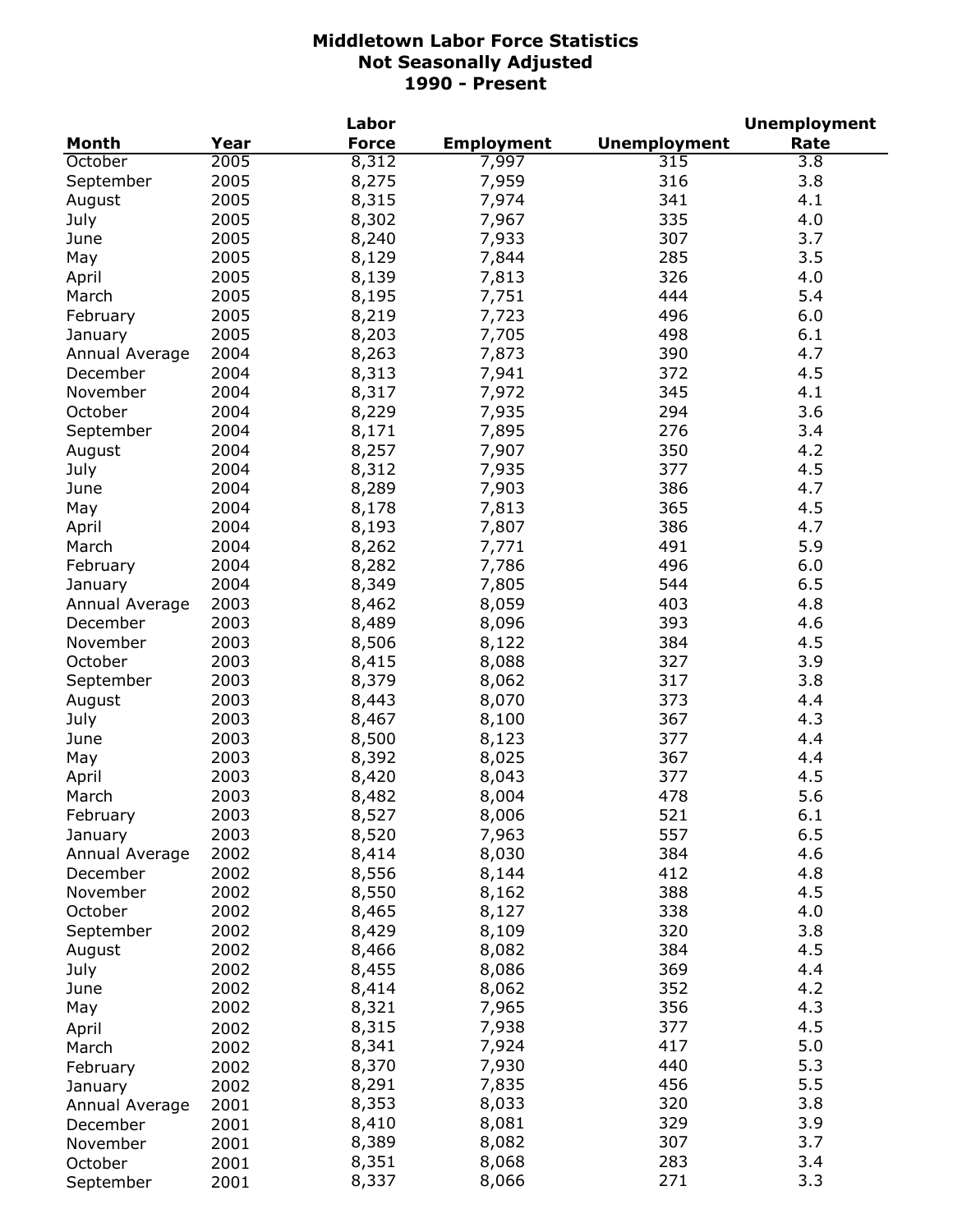# Middletown Labor Force Statistics
## Not Seasonally Adjusted
## 1990 - Present

| Month | Year | Labor Force | Employment | Unemployment | Unemployment Rate |
|---|---|---|---|---|---|
| October | 2005 | 8,312 | 7,997 | 315 | 3.8 |
| September | 2005 | 8,275 | 7,959 | 316 | 3.8 |
| August | 2005 | 8,315 | 7,974 | 341 | 4.1 |
| July | 2005 | 8,302 | 7,967 | 335 | 4.0 |
| June | 2005 | 8,240 | 7,933 | 307 | 3.7 |
| May | 2005 | 8,129 | 7,844 | 285 | 3.5 |
| April | 2005 | 8,139 | 7,813 | 326 | 4.0 |
| March | 2005 | 8,195 | 7,751 | 444 | 5.4 |
| February | 2005 | 8,219 | 7,723 | 496 | 6.0 |
| January | 2005 | 8,203 | 7,705 | 498 | 6.1 |
| Annual Average | 2004 | 8,263 | 7,873 | 390 | 4.7 |
| December | 2004 | 8,313 | 7,941 | 372 | 4.5 |
| November | 2004 | 8,317 | 7,972 | 345 | 4.1 |
| October | 2004 | 8,229 | 7,935 | 294 | 3.6 |
| September | 2004 | 8,171 | 7,895 | 276 | 3.4 |
| August | 2004 | 8,257 | 7,907 | 350 | 4.2 |
| July | 2004 | 8,312 | 7,935 | 377 | 4.5 |
| June | 2004 | 8,289 | 7,903 | 386 | 4.7 |
| May | 2004 | 8,178 | 7,813 | 365 | 4.5 |
| April | 2004 | 8,193 | 7,807 | 386 | 4.7 |
| March | 2004 | 8,262 | 7,771 | 491 | 5.9 |
| February | 2004 | 8,282 | 7,786 | 496 | 6.0 |
| January | 2004 | 8,349 | 7,805 | 544 | 6.5 |
| Annual Average | 2003 | 8,462 | 8,059 | 403 | 4.8 |
| December | 2003 | 8,489 | 8,096 | 393 | 4.6 |
| November | 2003 | 8,506 | 8,122 | 384 | 4.5 |
| October | 2003 | 8,415 | 8,088 | 327 | 3.9 |
| September | 2003 | 8,379 | 8,062 | 317 | 3.8 |
| August | 2003 | 8,443 | 8,070 | 373 | 4.4 |
| July | 2003 | 8,467 | 8,100 | 367 | 4.3 |
| June | 2003 | 8,500 | 8,123 | 377 | 4.4 |
| May | 2003 | 8,392 | 8,025 | 367 | 4.4 |
| April | 2003 | 8,420 | 8,043 | 377 | 4.5 |
| March | 2003 | 8,482 | 8,004 | 478 | 5.6 |
| February | 2003 | 8,527 | 8,006 | 521 | 6.1 |
| January | 2003 | 8,520 | 7,963 | 557 | 6.5 |
| Annual Average | 2002 | 8,414 | 8,030 | 384 | 4.6 |
| December | 2002 | 8,556 | 8,144 | 412 | 4.8 |
| November | 2002 | 8,550 | 8,162 | 388 | 4.5 |
| October | 2002 | 8,465 | 8,127 | 338 | 4.0 |
| September | 2002 | 8,429 | 8,109 | 320 | 3.8 |
| August | 2002 | 8,466 | 8,082 | 384 | 4.5 |
| July | 2002 | 8,455 | 8,086 | 369 | 4.4 |
| June | 2002 | 8,414 | 8,062 | 352 | 4.2 |
| May | 2002 | 8,321 | 7,965 | 356 | 4.3 |
| April | 2002 | 8,315 | 7,938 | 377 | 4.5 |
| March | 2002 | 8,341 | 7,924 | 417 | 5.0 |
| February | 2002 | 8,370 | 7,930 | 440 | 5.3 |
| January | 2002 | 8,291 | 7,835 | 456 | 5.5 |
| Annual Average | 2001 | 8,353 | 8,033 | 320 | 3.8 |
| December | 2001 | 8,410 | 8,081 | 329 | 3.9 |
| November | 2001 | 8,389 | 8,082 | 307 | 3.7 |
| October | 2001 | 8,351 | 8,068 | 283 | 3.4 |
| September | 2001 | 8,337 | 8,066 | 271 | 3.3 |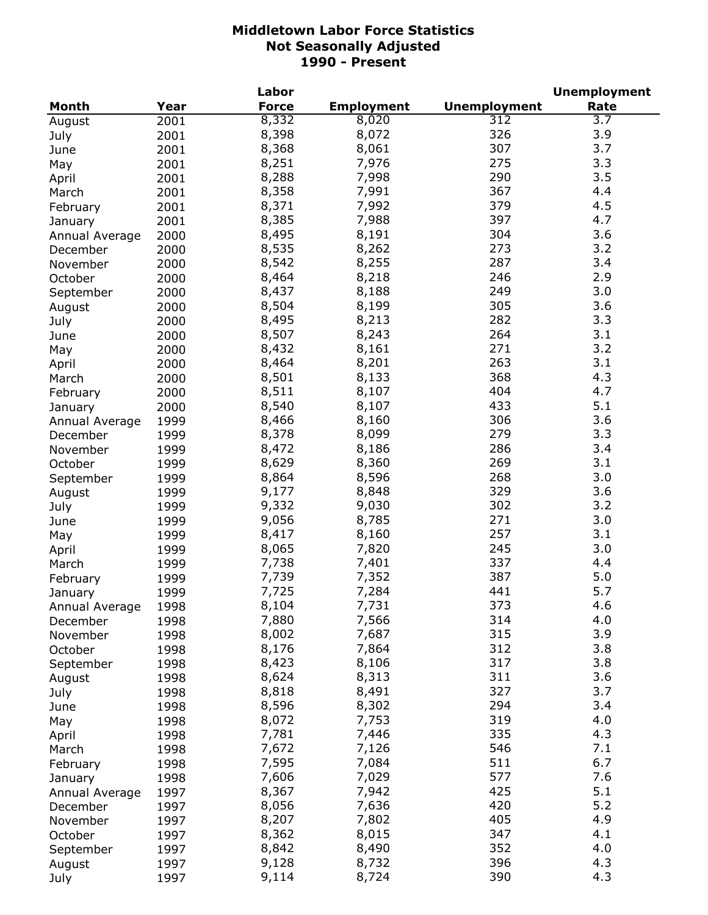# Middletown Labor Force Statistics
## Not Seasonally Adjusted
## 1990 - Present

| Month | Year | Labor Force | Employment | Unemployment | Unemployment Rate |
|---|---|---|---|---|---|
| August | 2001 | 8,332 | 8,020 | 312 | 3.7 |
| July | 2001 | 8,398 | 8,072 | 326 | 3.9 |
| June | 2001 | 8,368 | 8,061 | 307 | 3.7 |
| May | 2001 | 8,251 | 7,976 | 275 | 3.3 |
| April | 2001 | 8,288 | 7,998 | 290 | 3.5 |
| March | 2001 | 8,358 | 7,991 | 367 | 4.4 |
| February | 2001 | 8,371 | 7,992 | 379 | 4.5 |
| January | 2001 | 8,385 | 7,988 | 397 | 4.7 |
| Annual Average | 2000 | 8,495 | 8,191 | 304 | 3.6 |
| December | 2000 | 8,535 | 8,262 | 273 | 3.2 |
| November | 2000 | 8,542 | 8,255 | 287 | 3.4 |
| October | 2000 | 8,464 | 8,218 | 246 | 2.9 |
| September | 2000 | 8,437 | 8,188 | 249 | 3.0 |
| August | 2000 | 8,504 | 8,199 | 305 | 3.6 |
| July | 2000 | 8,495 | 8,213 | 282 | 3.3 |
| June | 2000 | 8,507 | 8,243 | 264 | 3.1 |
| May | 2000 | 8,432 | 8,161 | 271 | 3.2 |
| April | 2000 | 8,464 | 8,201 | 263 | 3.1 |
| March | 2000 | 8,501 | 8,133 | 368 | 4.3 |
| February | 2000 | 8,511 | 8,107 | 404 | 4.7 |
| January | 2000 | 8,540 | 8,107 | 433 | 5.1 |
| Annual Average | 1999 | 8,466 | 8,160 | 306 | 3.6 |
| December | 1999 | 8,378 | 8,099 | 279 | 3.3 |
| November | 1999 | 8,472 | 8,186 | 286 | 3.4 |
| October | 1999 | 8,629 | 8,360 | 269 | 3.1 |
| September | 1999 | 8,864 | 8,596 | 268 | 3.0 |
| August | 1999 | 9,177 | 8,848 | 329 | 3.6 |
| July | 1999 | 9,332 | 9,030 | 302 | 3.2 |
| June | 1999 | 9,056 | 8,785 | 271 | 3.0 |
| May | 1999 | 8,417 | 8,160 | 257 | 3.1 |
| April | 1999 | 8,065 | 7,820 | 245 | 3.0 |
| March | 1999 | 7,738 | 7,401 | 337 | 4.4 |
| February | 1999 | 7,739 | 7,352 | 387 | 5.0 |
| January | 1999 | 7,725 | 7,284 | 441 | 5.7 |
| Annual Average | 1998 | 8,104 | 7,731 | 373 | 4.6 |
| December | 1998 | 7,880 | 7,566 | 314 | 4.0 |
| November | 1998 | 8,002 | 7,687 | 315 | 3.9 |
| October | 1998 | 8,176 | 7,864 | 312 | 3.8 |
| September | 1998 | 8,423 | 8,106 | 317 | 3.8 |
| August | 1998 | 8,624 | 8,313 | 311 | 3.6 |
| July | 1998 | 8,818 | 8,491 | 327 | 3.7 |
| June | 1998 | 8,596 | 8,302 | 294 | 3.4 |
| May | 1998 | 8,072 | 7,753 | 319 | 4.0 |
| April | 1998 | 7,781 | 7,446 | 335 | 4.3 |
| March | 1998 | 7,672 | 7,126 | 546 | 7.1 |
| February | 1998 | 7,595 | 7,084 | 511 | 6.7 |
| January | 1998 | 7,606 | 7,029 | 577 | 7.6 |
| Annual Average | 1997 | 8,367 | 7,942 | 425 | 5.1 |
| December | 1997 | 8,056 | 7,636 | 420 | 5.2 |
| November | 1997 | 8,207 | 7,802 | 405 | 4.9 |
| October | 1997 | 8,362 | 8,015 | 347 | 4.1 |
| September | 1997 | 8,842 | 8,490 | 352 | 4.0 |
| August | 1997 | 9,128 | 8,732 | 396 | 4.3 |
| July | 1997 | 9,114 | 8,724 | 390 | 4.3 |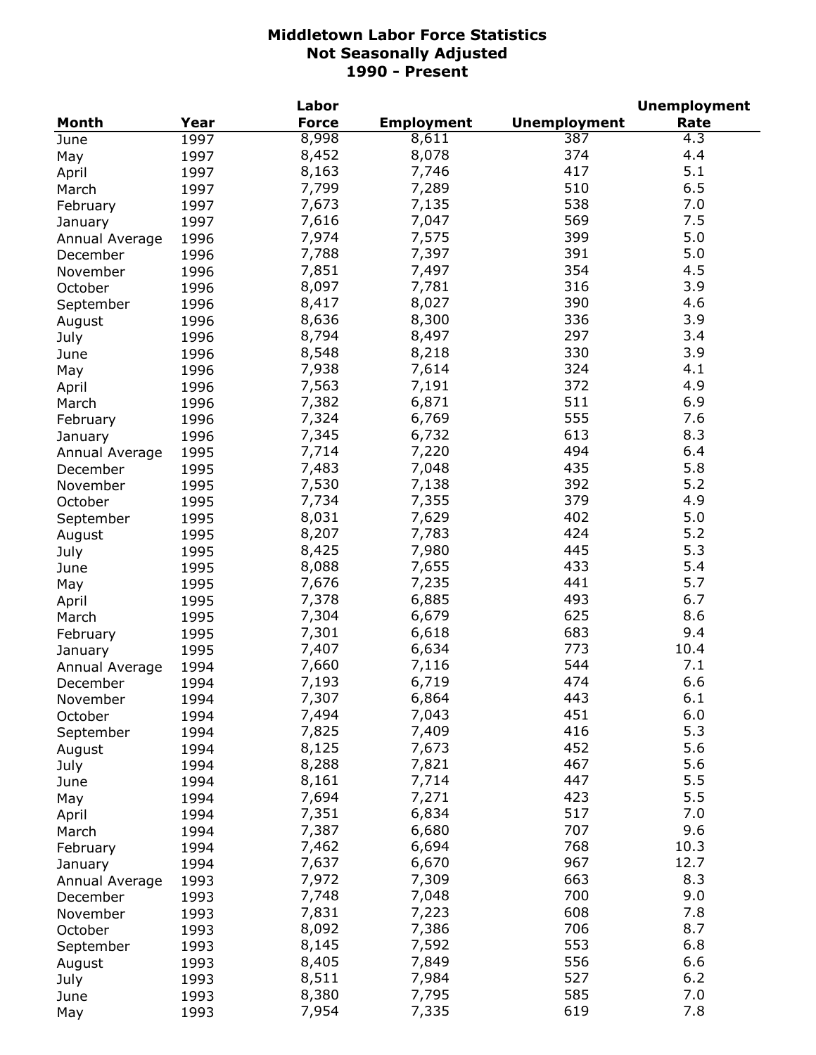# Middletown Labor Force Statistics
## Not Seasonally Adjusted
## 1990 - Present

| Month | Year | Labor Force | Employment | Unemployment | Unemployment Rate |
|---|---|---|---|---|---|
| June | 1997 | 8,998 | 8,611 | 387 | 4.3 |
| May | 1997 | 8,452 | 8,078 | 374 | 4.4 |
| April | 1997 | 8,163 | 7,746 | 417 | 5.1 |
| March | 1997 | 7,799 | 7,289 | 510 | 6.5 |
| February | 1997 | 7,673 | 7,135 | 538 | 7.0 |
| January | 1997 | 7,616 | 7,047 | 569 | 7.5 |
| Annual Average | 1996 | 7,974 | 7,575 | 399 | 5.0 |
| December | 1996 | 7,788 | 7,397 | 391 | 5.0 |
| November | 1996 | 7,851 | 7,497 | 354 | 4.5 |
| October | 1996 | 8,097 | 7,781 | 316 | 3.9 |
| September | 1996 | 8,417 | 8,027 | 390 | 4.6 |
| August | 1996 | 8,636 | 8,300 | 336 | 3.9 |
| July | 1996 | 8,794 | 8,497 | 297 | 3.4 |
| June | 1996 | 8,548 | 8,218 | 330 | 3.9 |
| May | 1996 | 7,938 | 7,614 | 324 | 4.1 |
| April | 1996 | 7,563 | 7,191 | 372 | 4.9 |
| March | 1996 | 7,382 | 6,871 | 511 | 6.9 |
| February | 1996 | 7,324 | 6,769 | 555 | 7.6 |
| January | 1996 | 7,345 | 6,732 | 613 | 8.3 |
| Annual Average | 1995 | 7,714 | 7,220 | 494 | 6.4 |
| December | 1995 | 7,483 | 7,048 | 435 | 5.8 |
| November | 1995 | 7,530 | 7,138 | 392 | 5.2 |
| October | 1995 | 7,734 | 7,355 | 379 | 4.9 |
| September | 1995 | 8,031 | 7,629 | 402 | 5.0 |
| August | 1995 | 8,207 | 7,783 | 424 | 5.2 |
| July | 1995 | 8,425 | 7,980 | 445 | 5.3 |
| June | 1995 | 8,088 | 7,655 | 433 | 5.4 |
| May | 1995 | 7,676 | 7,235 | 441 | 5.7 |
| April | 1995 | 7,378 | 6,885 | 493 | 6.7 |
| March | 1995 | 7,304 | 6,679 | 625 | 8.6 |
| February | 1995 | 7,301 | 6,618 | 683 | 9.4 |
| January | 1995 | 7,407 | 6,634 | 773 | 10.4 |
| Annual Average | 1994 | 7,660 | 7,116 | 544 | 7.1 |
| December | 1994 | 7,193 | 6,719 | 474 | 6.6 |
| November | 1994 | 7,307 | 6,864 | 443 | 6.1 |
| October | 1994 | 7,494 | 7,043 | 451 | 6.0 |
| September | 1994 | 7,825 | 7,409 | 416 | 5.3 |
| August | 1994 | 8,125 | 7,673 | 452 | 5.6 |
| July | 1994 | 8,288 | 7,821 | 467 | 5.6 |
| June | 1994 | 8,161 | 7,714 | 447 | 5.5 |
| May | 1994 | 7,694 | 7,271 | 423 | 5.5 |
| April | 1994 | 7,351 | 6,834 | 517 | 7.0 |
| March | 1994 | 7,387 | 6,680 | 707 | 9.6 |
| February | 1994 | 7,462 | 6,694 | 768 | 10.3 |
| January | 1994 | 7,637 | 6,670 | 967 | 12.7 |
| Annual Average | 1993 | 7,972 | 7,309 | 663 | 8.3 |
| December | 1993 | 7,748 | 7,048 | 700 | 9.0 |
| November | 1993 | 7,831 | 7,223 | 608 | 7.8 |
| October | 1993 | 8,092 | 7,386 | 706 | 8.7 |
| September | 1993 | 8,145 | 7,592 | 553 | 6.8 |
| August | 1993 | 8,405 | 7,849 | 556 | 6.6 |
| July | 1993 | 8,511 | 7,984 | 527 | 6.2 |
| June | 1993 | 8,380 | 7,795 | 585 | 7.0 |
| May | 1993 | 7,954 | 7,335 | 619 | 7.8 |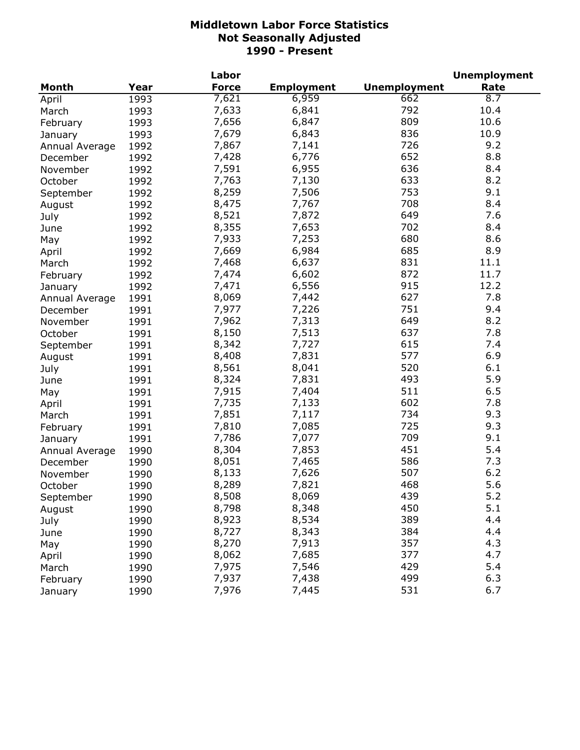**Middletown Labor Force Statistics**
**Not Seasonally Adjusted**
**1990 - Present**

| Month | Year | Labor Force | Employment | Unemployment | Unemployment Rate |
|---|---|---|---|---|---|
| April | 1993 | 7,621 | 6,959 | 662 | 8.7 |
| March | 1993 | 7,633 | 6,841 | 792 | 10.4 |
| February | 1993 | 7,656 | 6,847 | 809 | 10.6 |
| January | 1993 | 7,679 | 6,843 | 836 | 10.9 |
| Annual Average | 1992 | 7,867 | 7,141 | 726 | 9.2 |
| December | 1992 | 7,428 | 6,776 | 652 | 8.8 |
| November | 1992 | 7,591 | 6,955 | 636 | 8.4 |
| October | 1992 | 7,763 | 7,130 | 633 | 8.2 |
| September | 1992 | 8,259 | 7,506 | 753 | 9.1 |
| August | 1992 | 8,475 | 7,767 | 708 | 8.4 |
| July | 1992 | 8,521 | 7,872 | 649 | 7.6 |
| June | 1992 | 8,355 | 7,653 | 702 | 8.4 |
| May | 1992 | 7,933 | 7,253 | 680 | 8.6 |
| April | 1992 | 7,669 | 6,984 | 685 | 8.9 |
| March | 1992 | 7,468 | 6,637 | 831 | 11.1 |
| February | 1992 | 7,474 | 6,602 | 872 | 11.7 |
| January | 1992 | 7,471 | 6,556 | 915 | 12.2 |
| Annual Average | 1991 | 8,069 | 7,442 | 627 | 7.8 |
| December | 1991 | 7,977 | 7,226 | 751 | 9.4 |
| November | 1991 | 7,962 | 7,313 | 649 | 8.2 |
| October | 1991 | 8,150 | 7,513 | 637 | 7.8 |
| September | 1991 | 8,342 | 7,727 | 615 | 7.4 |
| August | 1991 | 8,408 | 7,831 | 577 | 6.9 |
| July | 1991 | 8,561 | 8,041 | 520 | 6.1 |
| June | 1991 | 8,324 | 7,831 | 493 | 5.9 |
| May | 1991 | 7,915 | 7,404 | 511 | 6.5 |
| April | 1991 | 7,735 | 7,133 | 602 | 7.8 |
| March | 1991 | 7,851 | 7,117 | 734 | 9.3 |
| February | 1991 | 7,810 | 7,085 | 725 | 9.3 |
| January | 1991 | 7,786 | 7,077 | 709 | 9.1 |
| Annual Average | 1990 | 8,304 | 7,853 | 451 | 5.4 |
| December | 1990 | 8,051 | 7,465 | 586 | 7.3 |
| November | 1990 | 8,133 | 7,626 | 507 | 6.2 |
| October | 1990 | 8,289 | 7,821 | 468 | 5.6 |
| September | 1990 | 8,508 | 8,069 | 439 | 5.2 |
| August | 1990 | 8,798 | 8,348 | 450 | 5.1 |
| July | 1990 | 8,923 | 8,534 | 389 | 4.4 |
| June | 1990 | 8,727 | 8,343 | 384 | 4.4 |
| May | 1990 | 8,270 | 7,913 | 357 | 4.3 |
| April | 1990 | 8,062 | 7,685 | 377 | 4.7 |
| March | 1990 | 7,975 | 7,546 | 429 | 5.4 |
| February | 1990 | 7,937 | 7,438 | 499 | 6.3 |
| January | 1990 | 7,976 | 7,445 | 531 | 6.7 |